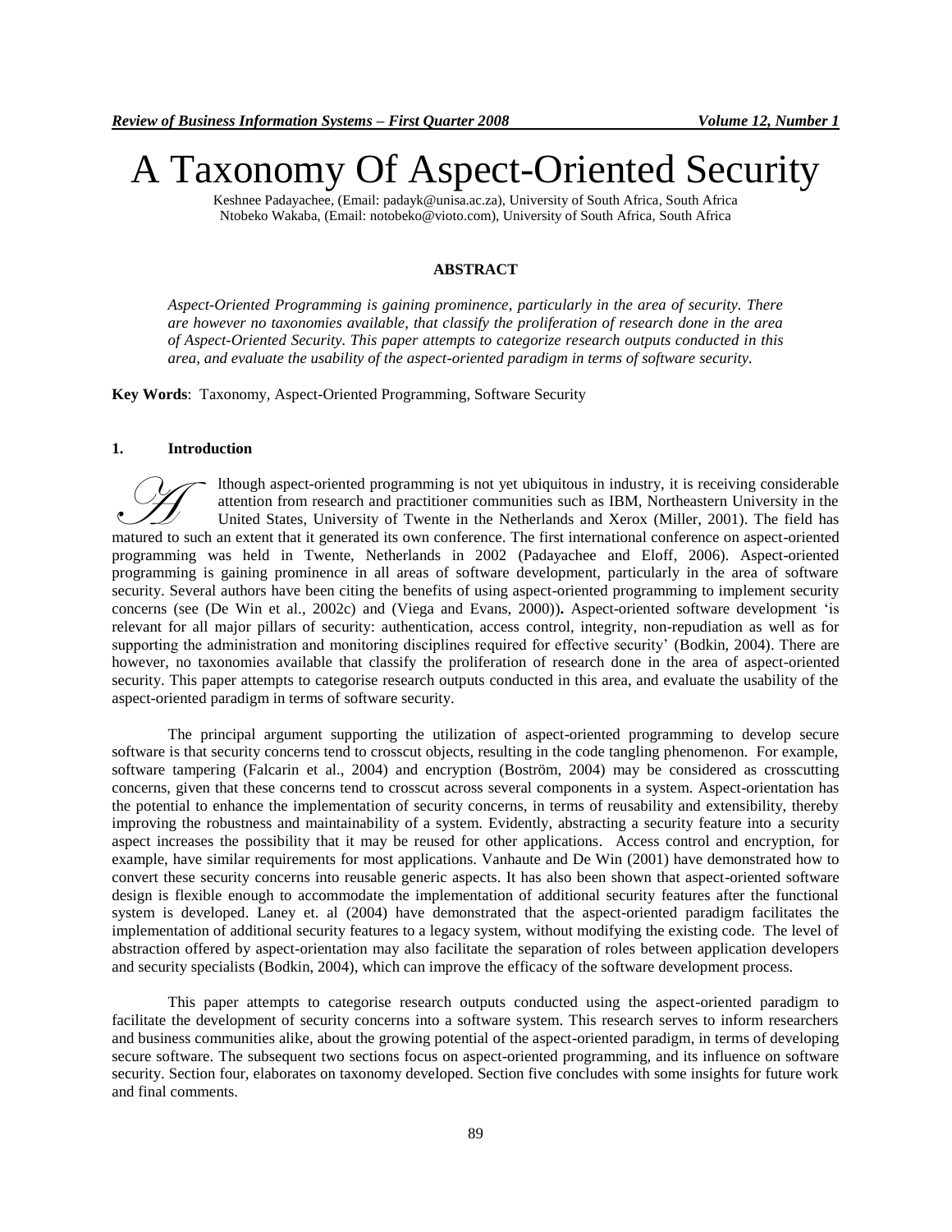# A Taxonomy Of Aspect-Oriented Security

Keshnee Padayachee, (Email: padayk@unisa.ac.za), University of South Africa, South Africa
Ntobeko Wakaba, (Email: notobeko@vioto.com), University of South Africa, South Africa

## ABSTRACT

*Aspect-Oriented Programming is gaining prominence, particularly in the area of security. There are however no taxonomies available, that classify the proliferation of research done in the area of Aspect-Oriented Security. This paper attempts to categorize research outputs conducted in this area, and evaluate the usability of the aspect-oriented paradigm in terms of software security.*

**Key Words**: Taxonomy, Aspect-Oriented Programming, Software Security

## 1. Introduction

Although aspect-oriented programming is not yet ubiquitous in industry, it is receiving considerable attention from research and practitioner communities such as IBM, Northeastern University in the United States, University of Twente in the Netherlands and Xerox (Miller, 2001). The field has matured to such an extent that it generated its own conference. The first international conference on aspect-oriented programming was held in Twente, Netherlands in 2002 (Padayachee and Eloff, 2006). Aspect-oriented programming is gaining prominence in all areas of software development, particularly in the area of software security. Several authors have been citing the benefits of using aspect-oriented programming to implement security concerns (see (De Win et al., 2002c) and (Viega and Evans, 2000))**.** Aspect-oriented software development 'is relevant for all major pillars of security: authentication, access control, integrity, non-repudiation as well as for supporting the administration and monitoring disciplines required for effective security' (Bodkin, 2004). There are however, no taxonomies available that classify the proliferation of research done in the area of aspect-oriented security. This paper attempts to categorise research outputs conducted in this area, and evaluate the usability of the aspect-oriented paradigm in terms of software security.

The principal argument supporting the utilization of aspect-oriented programming to develop secure software is that security concerns tend to crosscut objects, resulting in the code tangling phenomenon. For example, software tampering (Falcarin et al., 2004) and encryption (Boström, 2004) may be considered as crosscutting concerns, given that these concerns tend to crosscut across several components in a system. Aspect-orientation has the potential to enhance the implementation of security concerns, in terms of reusability and extensibility, thereby improving the robustness and maintainability of a system. Evidently, abstracting a security feature into a security aspect increases the possibility that it may be reused for other applications. Access control and encryption, for example, have similar requirements for most applications. Vanhaute and De Win (2001) have demonstrated how to convert these security concerns into reusable generic aspects. It has also been shown that aspect-oriented software design is flexible enough to accommodate the implementation of additional security features after the functional system is developed. Laney et. al (2004) have demonstrated that the aspect-oriented paradigm facilitates the implementation of additional security features to a legacy system, without modifying the existing code. The level of abstraction offered by aspect-orientation may also facilitate the separation of roles between application developers and security specialists (Bodkin, 2004), which can improve the efficacy of the software development process.

This paper attempts to categorise research outputs conducted using the aspect-oriented paradigm to facilitate the development of security concerns into a software system. This research serves to inform researchers and business communities alike, about the growing potential of the aspect-oriented paradigm, in terms of developing secure software. The subsequent two sections focus on aspect-oriented programming, and its influence on software security. Section four, elaborates on taxonomy developed. Section five concludes with some insights for future work and final comments.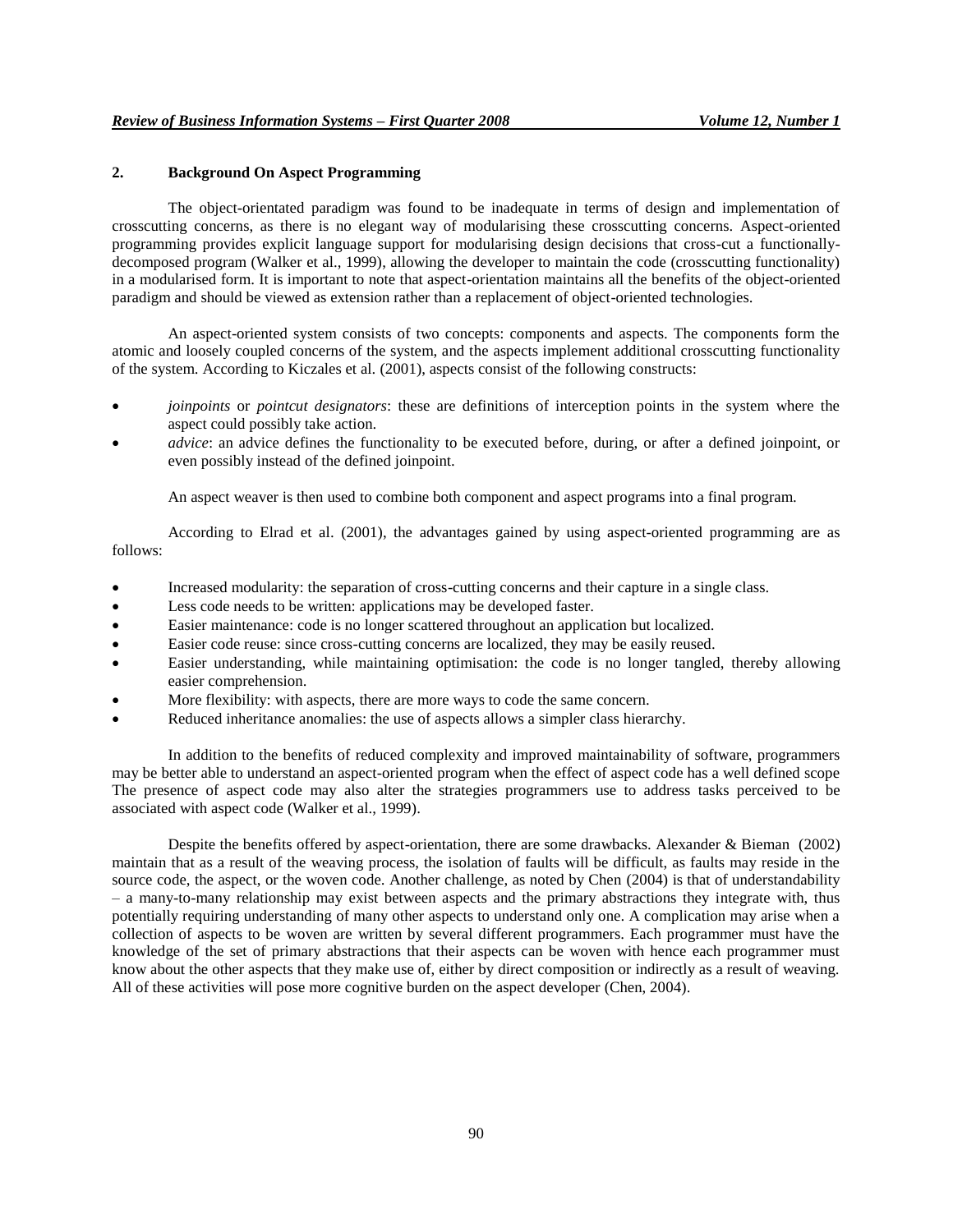## 2. Background On Aspect Programming

The object-orientated paradigm was found to be inadequate in terms of design and implementation of crosscutting concerns, as there is no elegant way of modularising these crosscutting concerns. Aspect-oriented programming provides explicit language support for modularising design decisions that cross-cut a functionally-decomposed program (Walker et al., 1999), allowing the developer to maintain the code (crosscutting functionality) in a modularised form. It is important to note that aspect-orientation maintains all the benefits of the object-oriented paradigm and should be viewed as extension rather than a replacement of object-oriented technologies.

An aspect-oriented system consists of two concepts: components and aspects. The components form the atomic and loosely coupled concerns of the system, and the aspects implement additional crosscutting functionality of the system. According to Kiczales et al. (2001), aspects consist of the following constructs:

- *joinpoints* or *pointcut designators*: these are definitions of interception points in the system where the aspect could possibly take action.
- *advice*: an advice defines the functionality to be executed before, during, or after a defined joinpoint, or even possibly instead of the defined joinpoint.

An aspect weaver is then used to combine both component and aspect programs into a final program.

According to Elrad et al. (2001), the advantages gained by using aspect-oriented programming are as follows:

- Increased modularity: the separation of cross-cutting concerns and their capture in a single class.
- Less code needs to be written: applications may be developed faster.
- Easier maintenance: code is no longer scattered throughout an application but localized.
- Easier code reuse: since cross-cutting concerns are localized, they may be easily reused.
- Easier understanding, while maintaining optimisation: the code is no longer tangled, thereby allowing easier comprehension.
- More flexibility: with aspects, there are more ways to code the same concern.
- Reduced inheritance anomalies: the use of aspects allows a simpler class hierarchy.

In addition to the benefits of reduced complexity and improved maintainability of software, programmers may be better able to understand an aspect-oriented program when the effect of aspect code has a well defined scope The presence of aspect code may also alter the strategies programmers use to address tasks perceived to be associated with aspect code (Walker et al., 1999).

Despite the benefits offered by aspect-orientation, there are some drawbacks. Alexander & Bieman (2002) maintain that as a result of the weaving process, the isolation of faults will be difficult, as faults may reside in the source code, the aspect, or the woven code. Another challenge, as noted by Chen (2004) is that of understandability – a many-to-many relationship may exist between aspects and the primary abstractions they integrate with, thus potentially requiring understanding of many other aspects to understand only one. A complication may arise when a collection of aspects to be woven are written by several different programmers. Each programmer must have the knowledge of the set of primary abstractions that their aspects can be woven with hence each programmer must know about the other aspects that they make use of, either by direct composition or indirectly as a result of weaving. All of these activities will pose more cognitive burden on the aspect developer (Chen, 2004).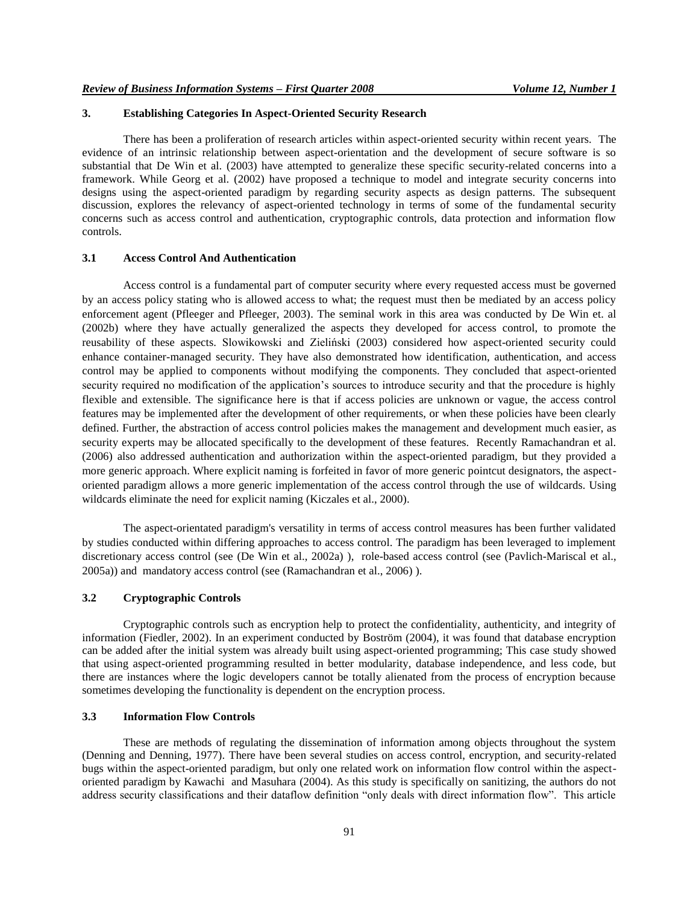## 3. Establishing Categories In Aspect-Oriented Security Research

There has been a proliferation of research articles within aspect-oriented security within recent years. The evidence of an intrinsic relationship between aspect-orientation and the development of secure software is so substantial that De Win et al. (2003) have attempted to generalize these specific security-related concerns into a framework. While Georg et al. (2002) have proposed a technique to model and integrate security concerns into designs using the aspect-oriented paradigm by regarding security aspects as design patterns. The subsequent discussion, explores the relevancy of aspect-oriented technology in terms of some of the fundamental security concerns such as access control and authentication, cryptographic controls, data protection and information flow controls.

### 3.1 Access Control And Authentication

Access control is a fundamental part of computer security where every requested access must be governed by an access policy stating who is allowed access to what; the request must then be mediated by an access policy enforcement agent (Pfleeger and Pfleeger, 2003). The seminal work in this area was conducted by De Win et. al (2002b) where they have actually generalized the aspects they developed for access control, to promote the reusability of these aspects. Slowikowski and Zieliński (2003) considered how aspect-oriented security could enhance container-managed security. They have also demonstrated how identification, authentication, and access control may be applied to components without modifying the components. They concluded that aspect-oriented security required no modification of the application's sources to introduce security and that the procedure is highly flexible and extensible. The significance here is that if access policies are unknown or vague, the access control features may be implemented after the development of other requirements, or when these policies have been clearly defined. Further, the abstraction of access control policies makes the management and development much easier, as security experts may be allocated specifically to the development of these features. Recently Ramachandran et al. (2006) also addressed authentication and authorization within the aspect-oriented paradigm, but they provided a more generic approach. Where explicit naming is forfeited in favor of more generic pointcut designators, the aspect-oriented paradigm allows a more generic implementation of the access control through the use of wildcards. Using wildcards eliminate the need for explicit naming (Kiczales et al., 2000).

The aspect-orientated paradigm's versatility in terms of access control measures has been further validated by studies conducted within differing approaches to access control. The paradigm has been leveraged to implement discretionary access control (see (De Win et al., 2002a) ), role-based access control (see (Pavlich-Mariscal et al., 2005a)) and mandatory access control (see (Ramachandran et al., 2006) ).

### 3.2 Cryptographic Controls

Cryptographic controls such as encryption help to protect the confidentiality, authenticity, and integrity of information (Fiedler, 2002). In an experiment conducted by Boström (2004), it was found that database encryption can be added after the initial system was already built using aspect-oriented programming; This case study showed that using aspect-oriented programming resulted in better modularity, database independence, and less code, but there are instances where the logic developers cannot be totally alienated from the process of encryption because sometimes developing the functionality is dependent on the encryption process.

### 3.3 Information Flow Controls

These are methods of regulating the dissemination of information among objects throughout the system (Denning and Denning, 1977). There have been several studies on access control, encryption, and security-related bugs within the aspect-oriented paradigm, but only one related work on information flow control within the aspect-oriented paradigm by Kawachi and Masuhara (2004). As this study is specifically on sanitizing, the authors do not address security classifications and their dataflow definition "only deals with direct information flow". This article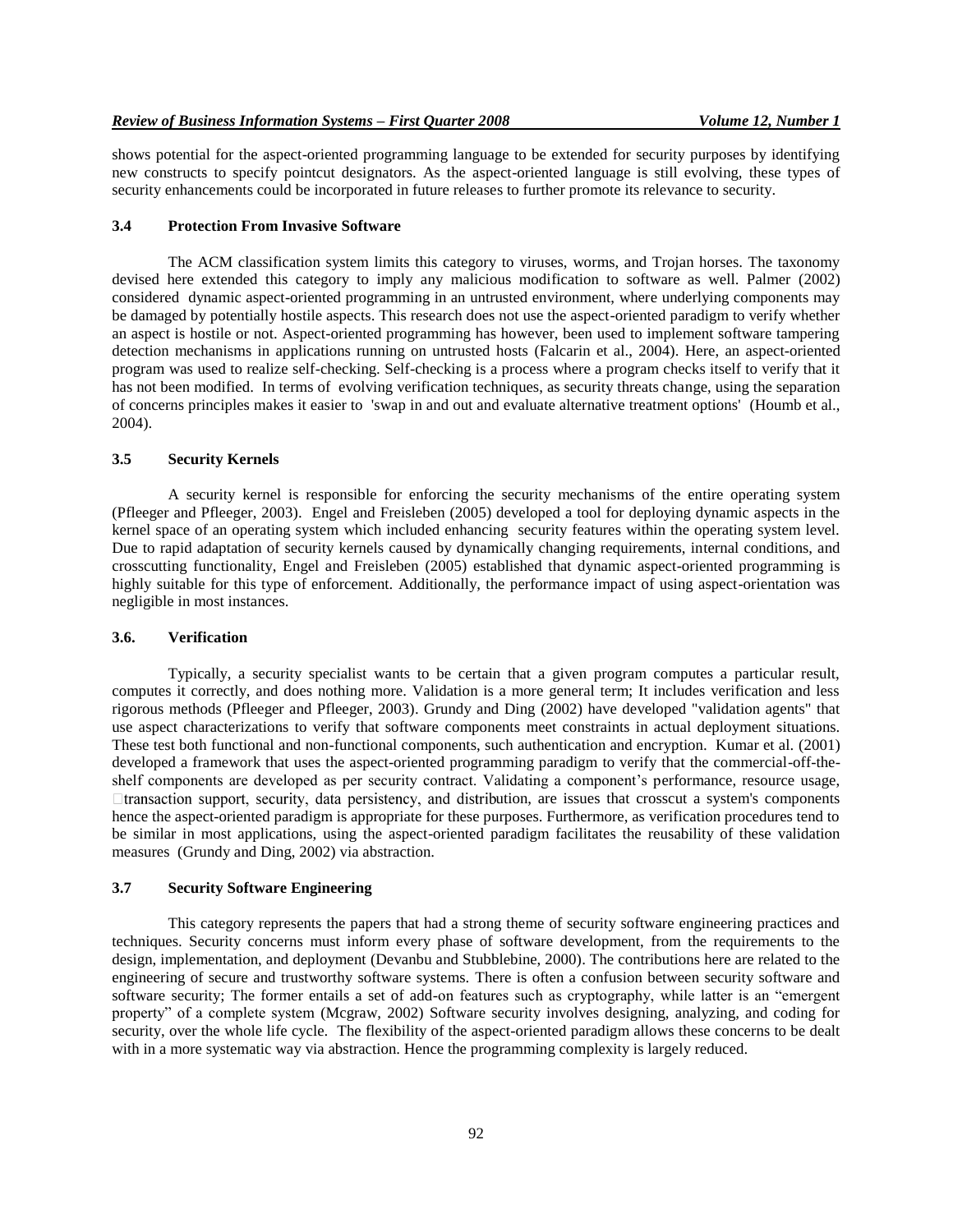shows potential for the aspect-oriented programming language to be extended for security purposes by identifying new constructs to specify pointcut designators. As the aspect-oriented language is still evolving, these types of security enhancements could be incorporated in future releases to further promote its relevance to security.

### 3.4 Protection From Invasive Software

The ACM classification system limits this category to viruses, worms, and Trojan horses. The taxonomy devised here extended this category to imply any malicious modification to software as well. Palmer (2002) considered dynamic aspect-oriented programming in an untrusted environment, where underlying components may be damaged by potentially hostile aspects. This research does not use the aspect-oriented paradigm to verify whether an aspect is hostile or not. Aspect-oriented programming has however, been used to implement software tampering detection mechanisms in applications running on untrusted hosts (Falcarin et al., 2004). Here, an aspect-oriented program was used to realize self-checking. Self-checking is a process where a program checks itself to verify that it has not been modified. In terms of evolving verification techniques, as security threats change, using the separation of concerns principles makes it easier to 'swap in and out and evaluate alternative treatment options' (Houmb et al., 2004).

### 3.5 Security Kernels

A security kernel is responsible for enforcing the security mechanisms of the entire operating system (Pfleeger and Pfleeger, 2003). Engel and Freisleben (2005) developed a tool for deploying dynamic aspects in the kernel space of an operating system which included enhancing security features within the operating system level. Due to rapid adaptation of security kernels caused by dynamically changing requirements, internal conditions, and crosscutting functionality, Engel and Freisleben (2005) established that dynamic aspect-oriented programming is highly suitable for this type of enforcement. Additionally, the performance impact of using aspect-orientation was negligible in most instances.

### 3.6. Verification

Typically, a security specialist wants to be certain that a given program computes a particular result, computes it correctly, and does nothing more. Validation is a more general term; It includes verification and less rigorous methods (Pfleeger and Pfleeger, 2003). Grundy and Ding (2002) have developed "validation agents" that use aspect characterizations to verify that software components meet constraints in actual deployment situations. These test both functional and non-functional components, such authentication and encryption. Kumar et al. (2001) developed a framework that uses the aspect-oriented programming paradigm to verify that the commercial-off-the-shelf components are developed as per security contract. Validating a component's performance, resource usage, transaction support, security, data persistency, and distribution, are issues that crosscut a system's components hence the aspect-oriented paradigm is appropriate for these purposes. Furthermore, as verification procedures tend to be similar in most applications, using the aspect-oriented paradigm facilitates the reusability of these validation measures (Grundy and Ding, 2002) via abstraction.

### 3.7 Security Software Engineering

This category represents the papers that had a strong theme of security software engineering practices and techniques. Security concerns must inform every phase of software development, from the requirements to the design, implementation, and deployment (Devanbu and Stubblebine, 2000). The contributions here are related to the engineering of secure and trustworthy software systems. There is often a confusion between security software and software security; The former entails a set of add-on features such as cryptography, while latter is an "emergent property" of a complete system (Mcgraw, 2002) Software security involves designing, analyzing, and coding for security, over the whole life cycle. The flexibility of the aspect-oriented paradigm allows these concerns to be dealt with in a more systematic way via abstraction. Hence the programming complexity is largely reduced.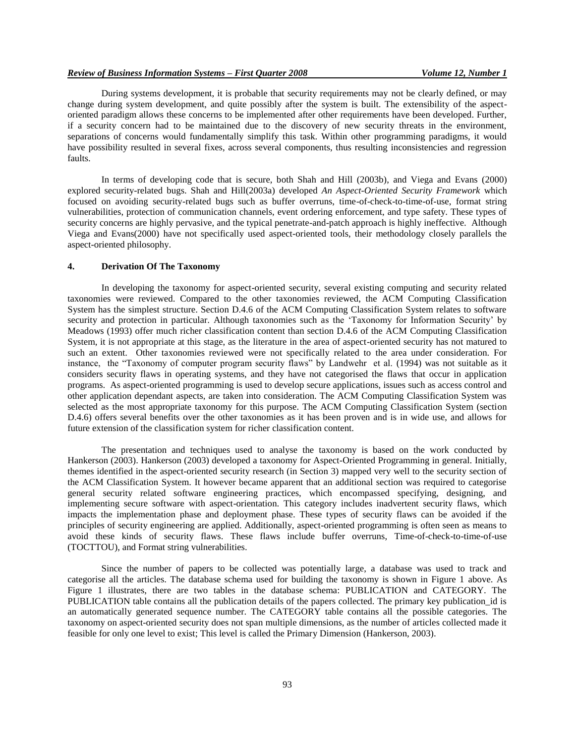During systems development, it is probable that security requirements may not be clearly defined, or may change during system development, and quite possibly after the system is built. The extensibility of the aspect-oriented paradigm allows these concerns to be implemented after other requirements have been developed. Further, if a security concern had to be maintained due to the discovery of new security threats in the environment, separations of concerns would fundamentally simplify this task. Within other programming paradigms, it would have possibility resulted in several fixes, across several components, thus resulting inconsistencies and regression faults.

In terms of developing code that is secure, both Shah and Hill (2003b), and Viega and Evans (2000) explored security-related bugs. Shah and Hill(2003a) developed *An Aspect-Oriented Security Framework* which focused on avoiding security-related bugs such as buffer overruns, time-of-check-to-time-of-use, format string vulnerabilities, protection of communication channels, event ordering enforcement, and type safety. These types of security concerns are highly pervasive, and the typical penetrate-and-patch approach is highly ineffective. Although Viega and Evans(2000) have not specifically used aspect-oriented tools, their methodology closely parallels the aspect-oriented philosophy.

## 4. Derivation Of The Taxonomy

In developing the taxonomy for aspect-oriented security, several existing computing and security related taxonomies were reviewed. Compared to the other taxonomies reviewed, the ACM Computing Classification System has the simplest structure. Section D.4.6 of the ACM Computing Classification System relates to software security and protection in particular. Although taxonomies such as the 'Taxonomy for Information Security' by Meadows (1993) offer much richer classification content than section D.4.6 of the ACM Computing Classification System, it is not appropriate at this stage, as the literature in the area of aspect-oriented security has not matured to such an extent. Other taxonomies reviewed were not specifically related to the area under consideration. For instance, the "Taxonomy of computer program security flaws" by Landwehr et al. (1994) was not suitable as it considers security flaws in operating systems, and they have not categorised the flaws that occur in application programs. As aspect-oriented programming is used to develop secure applications, issues such as access control and other application dependant aspects, are taken into consideration. The ACM Computing Classification System was selected as the most appropriate taxonomy for this purpose. The ACM Computing Classification System (section D.4.6) offers several benefits over the other taxonomies as it has been proven and is in wide use, and allows for future extension of the classification system for richer classification content.

The presentation and techniques used to analyse the taxonomy is based on the work conducted by Hankerson (2003). Hankerson (2003) developed a taxonomy for Aspect-Oriented Programming in general. Initially, themes identified in the aspect-oriented security research (in Section 3) mapped very well to the security section of the ACM Classification System. It however became apparent that an additional section was required to categorise general security related software engineering practices, which encompassed specifying, designing, and implementing secure software with aspect-orientation. This category includes inadvertent security flaws, which impacts the implementation phase and deployment phase. These types of security flaws can be avoided if the principles of security engineering are applied. Additionally, aspect-oriented programming is often seen as means to avoid these kinds of security flaws. These flaws include buffer overruns, Time-of-check-to-time-of-use (TOCTTOU), and Format string vulnerabilities.

Since the number of papers to be collected was potentially large, a database was used to track and categorise all the articles. The database schema used for building the taxonomy is shown in Figure 1 above. As Figure 1 illustrates, there are two tables in the database schema: PUBLICATION and CATEGORY. The PUBLICATION table contains all the publication details of the papers collected. The primary key publication_id is an automatically generated sequence number. The CATEGORY table contains all the possible categories. The taxonomy on aspect-oriented security does not span multiple dimensions, as the number of articles collected made it feasible for only one level to exist; This level is called the Primary Dimension (Hankerson, 2003).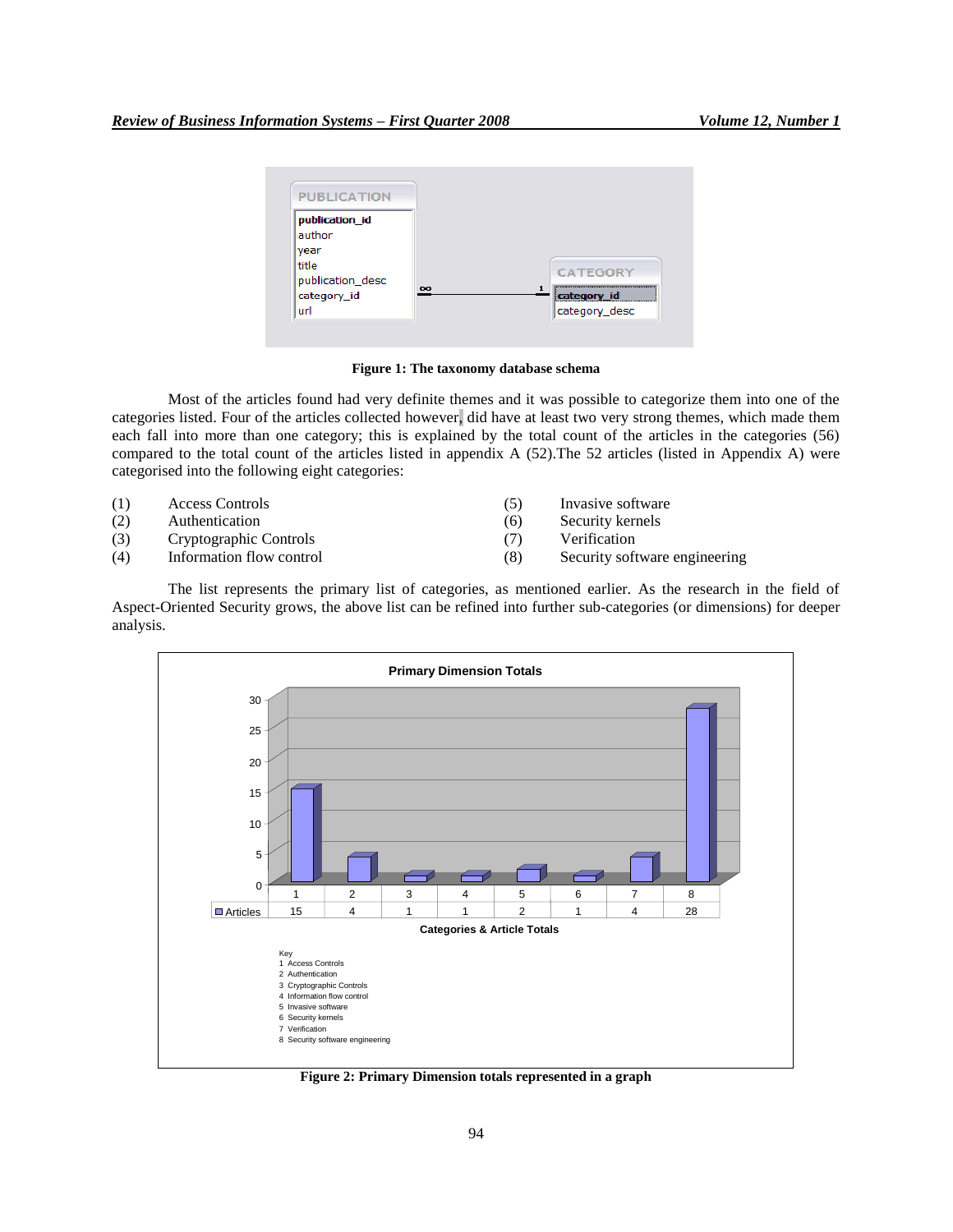Figure 1: The taxonomy database schema

Most of the articles found had very definite themes and it was possible to categorize them into one of the categories listed. Four of the articles collected however, did have at least two very strong themes, which made them each fall into more than one category; this is explained by the total count of the articles in the categories (56) compared to the total count of the articles listed in appendix A (52).The 52 articles (listed in Appendix A) were categorised into the following eight categories:

(1) Access Controls
(2) Authentication
(3) Cryptographic Controls
(4) Information flow control
(5) Invasive software
(6) Security kernels
(7) Verification
(8) Security software engineering

The list represents the primary list of categories, as mentioned earlier. As the research in the field of Aspect-Oriented Security grows, the above list can be refined into further sub-categories (or dimensions) for deeper analysis.

Figure 2: Primary Dimension totals represented in a graph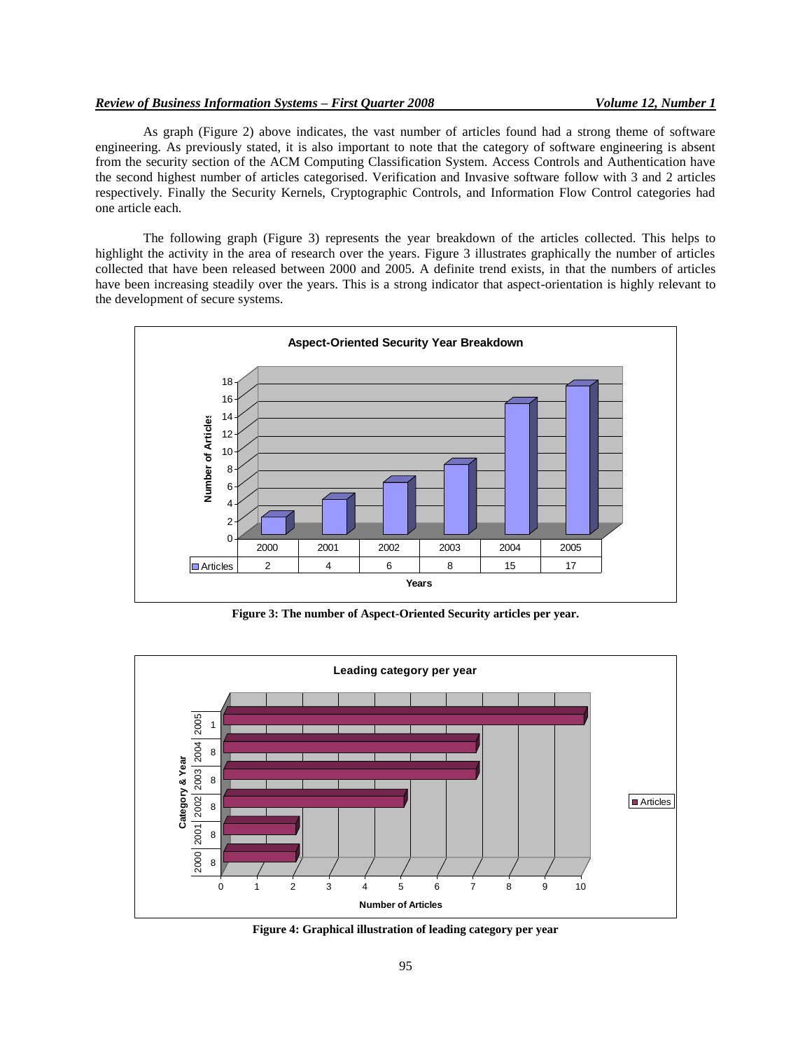As graph (Figure 2) above indicates, the vast number of articles found had a strong theme of software engineering. As previously stated, it is also important to note that the category of software engineering is absent from the security section of the ACM Computing Classification System. Access Controls and Authentication have the second highest number of articles categorised. Verification and Invasive software follow with 3 and 2 articles respectively. Finally the Security Kernels, Cryptographic Controls, and Information Flow Control categories had one article each.

The following graph (Figure 3) represents the year breakdown of the articles collected. This helps to highlight the activity in the area of research over the years. Figure 3 illustrates graphically the number of articles collected that have been released between 2000 and 2005. A definite trend exists, in that the numbers of articles have been increasing steadily over the years. This is a strong indicator that aspect-orientation is highly relevant to the development of secure systems.

**Aspect-Oriented Security Year Breakdown**

| Years | 2000 | 2001 | 2002 | 2003 | 2004 | 2005 |
|---|---|---|---|---|---|---|
| Articles | 2 | 4 | 6 | 8 | 15 | 17 |

**Figure 3: The number of Aspect-Oriented Security articles per year.**

**Leading category per year**

| Year | Category | Number of Articles |
|---|---|---|
| 2000 | 8 | 2 |
| 2001 | 8 | 2 |
| 2002 | 8 | 5 |
| 2003 | 8 | 7 |
| 2004 | 8 | 7 |
| 2005 | 1 | 10 |

**Figure 4: Graphical illustration of leading category per year**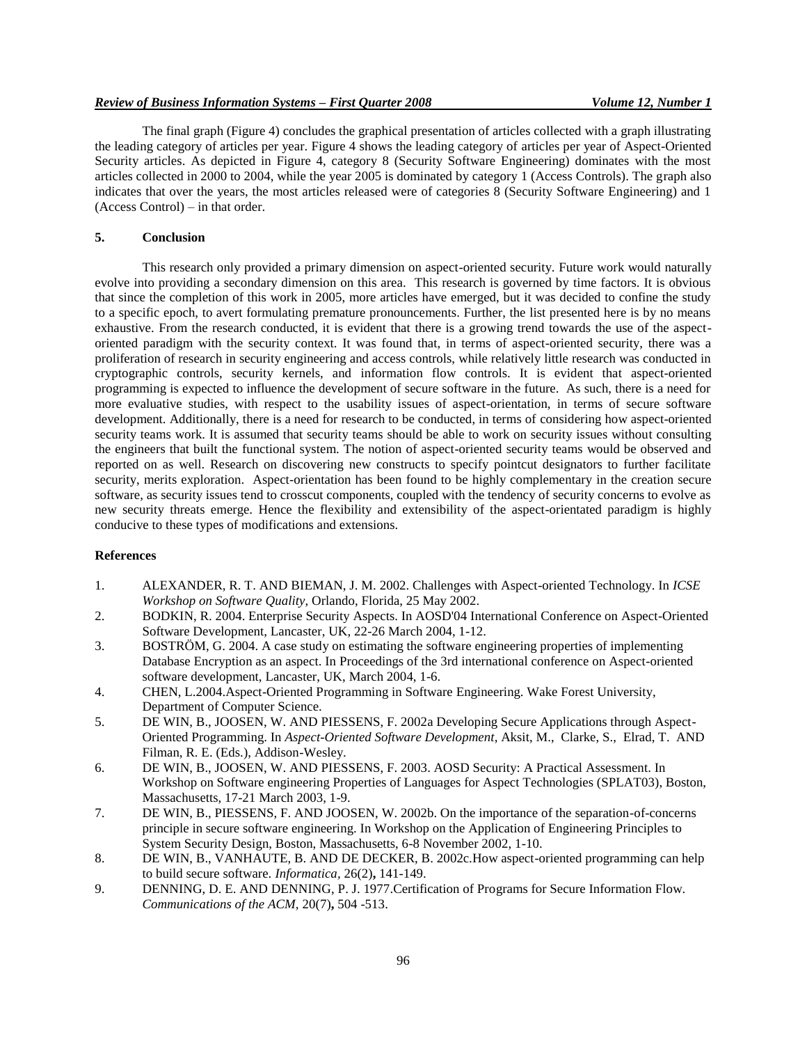The final graph (Figure 4) concludes the graphical presentation of articles collected with a graph illustrating the leading category of articles per year. Figure 4 shows the leading category of articles per year of Aspect-Oriented Security articles. As depicted in Figure 4, category 8 (Security Software Engineering) dominates with the most articles collected in 2000 to 2004, while the year 2005 is dominated by category 1 (Access Controls). The graph also indicates that over the years, the most articles released were of categories 8 (Security Software Engineering) and 1 (Access Control) – in that order.

## 5. Conclusion

This research only provided a primary dimension on aspect-oriented security. Future work would naturally evolve into providing a secondary dimension on this area. This research is governed by time factors. It is obvious that since the completion of this work in 2005, more articles have emerged, but it was decided to confine the study to a specific epoch, to avert formulating premature pronouncements. Further, the list presented here is by no means exhaustive. From the research conducted, it is evident that there is a growing trend towards the use of the aspect-oriented paradigm with the security context. It was found that, in terms of aspect-oriented security, there was a proliferation of research in security engineering and access controls, while relatively little research was conducted in cryptographic controls, security kernels, and information flow controls. It is evident that aspect-oriented programming is expected to influence the development of secure software in the future. As such, there is a need for more evaluative studies, with respect to the usability issues of aspect-orientation, in terms of secure software development. Additionally, there is a need for research to be conducted, in terms of considering how aspect-oriented security teams work. It is assumed that security teams should be able to work on security issues without consulting the engineers that built the functional system. The notion of aspect-oriented security teams would be observed and reported on as well. Research on discovering new constructs to specify pointcut designators to further facilitate security, merits exploration. Aspect-orientation has been found to be highly complementary in the creation secure software, as security issues tend to crosscut components, coupled with the tendency of security concerns to evolve as new security threats emerge. Hence the flexibility and extensibility of the aspect-orientated paradigm is highly conducive to these types of modifications and extensions.

## References

1. ALEXANDER, R. T. AND BIEMAN, J. M. 2002. Challenges with Aspect-oriented Technology. In *ICSE Workshop on Software Quality*, Orlando, Florida, 25 May 2002.
2. BODKIN, R. 2004. Enterprise Security Aspects. In AOSD'04 International Conference on Aspect-Oriented Software Development, Lancaster, UK, 22-26 March 2004, 1-12.
3. BOSTRÖM, G. 2004. A case study on estimating the software engineering properties of implementing Database Encryption as an aspect. In Proceedings of the 3rd international conference on Aspect-oriented software development, Lancaster, UK, March 2004, 1-6.
4. CHEN, L.2004.Aspect-Oriented Programming in Software Engineering. Wake Forest University, Department of Computer Science.
5. DE WIN, B., JOOSEN, W. AND PIESSENS, F. 2002a Developing Secure Applications through Aspect-Oriented Programming. In *Aspect-Oriented Software Development*, Aksit, M., Clarke, S., Elrad, T. AND Filman, R. E. (Eds.), Addison-Wesley.
6. DE WIN, B., JOOSEN, W. AND PIESSENS, F. 2003. AOSD Security: A Practical Assessment. In Workshop on Software engineering Properties of Languages for Aspect Technologies (SPLAT03), Boston, Massachusetts, 17-21 March 2003, 1-9.
7. DE WIN, B., PIESSENS, F. AND JOOSEN, W. 2002b. On the importance of the separation-of-concerns principle in secure software engineering. In Workshop on the Application of Engineering Principles to System Security Design, Boston, Massachusetts, 6-8 November 2002, 1-10.
8. DE WIN, B., VANHAUTE, B. AND DE DECKER, B. 2002c.How aspect-oriented programming can help to build secure software. *Informatica*, 26(2)**,** 141-149.
9. DENNING, D. E. AND DENNING, P. J. 1977.Certification of Programs for Secure Information Flow. *Communications of the ACM*, 20(7)**,** 504 -513.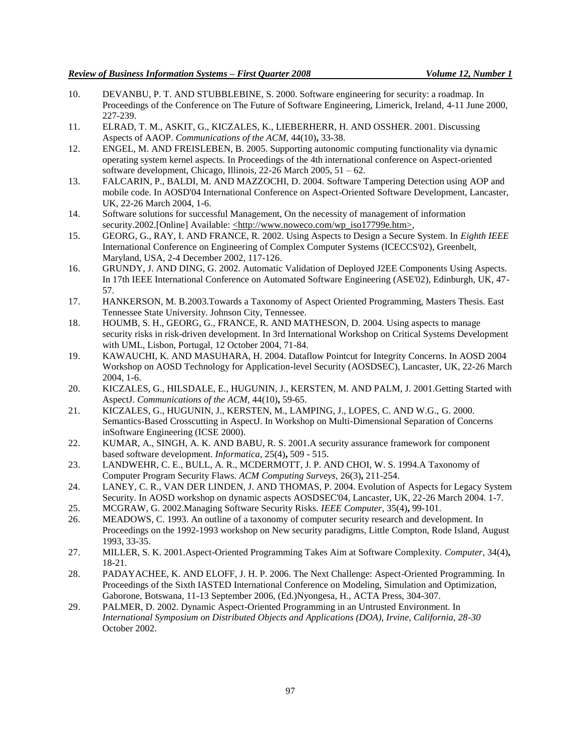10. DEVANBU, P. T. AND STUBBLEBINE, S. 2000. Software engineering for security: a roadmap. In Proceedings of the Conference on The Future of Software Engineering, Limerick, Ireland, 4-11 June 2000, 227-239.
11. ELRAD, T. M., ASKIT, G., KICZALES, K., LIEBERHERR, H. AND OSSHER. 2001. Discussing Aspects of AAOP. *Communications of the ACM,* 44(10)**,** 33-38.
12. ENGEL, M. AND FREISLEBEN, B. 2005. Supporting autonomic computing functionality via dynamic operating system kernel aspects. In Proceedings of the 4th international conference on Aspect-oriented software development, Chicago, Illinois, 22-26 March 2005, 51 – 62.
13. FALCARIN, P., BALDI, M. AND MAZZOCHI, D. 2004. Software Tampering Detection using AOP and mobile code. In AOSD'04 International Conference on Aspect-Oriented Software Development, Lancaster, UK, 22-26 March 2004, 1-6.
14. Software solutions for successful Management, On the necessity of management of information security.2002.[Online] Available: <http://www.noweco.com/wp_iso17799e.htm>,
15. GEORG, G., RAY, I. AND FRANCE, R. 2002. Using Aspects to Design a Secure System. In *Eighth IEEE* International Conference on Engineering of Complex Computer Systems (ICECCS'02), Greenbelt, Maryland, USA, 2-4 December 2002, 117-126.
16. GRUNDY, J. AND DING, G. 2002. Automatic Validation of Deployed J2EE Components Using Aspects. In 17th IEEE International Conference on Automated Software Engineering (ASE'02), Edinburgh, UK, 47-57.
17. HANKERSON, M. B.2003.Towards a Taxonomy of Aspect Oriented Programming, Masters Thesis. East Tennessee State University. Johnson City, Tennessee.
18. HOUMB, S. H., GEORG, G., FRANCE, R. AND MATHESON, D. 2004. Using aspects to manage security risks in risk-driven development. In 3rd International Workshop on Critical Systems Development with UML, Lisbon, Portugal, 12 October 2004, 71-84.
19. KAWAUCHI, K. AND MASUHARA, H. 2004. Dataflow Pointcut for Integrity Concerns. In AOSD 2004 Workshop on AOSD Technology for Application-level Security (AOSDSEC), Lancaster, UK, 22-26 March 2004, 1-6.
20. KICZALES, G., HILSDALE, E., HUGUNIN, J., KERSTEN, M. AND PALM, J. 2001.Getting Started with AspectJ. *Communications of the ACM,* 44(10)**,** 59-65.
21. KICZALES, G., HUGUNIN, J., KERSTEN, M., LAMPING, J., LOPES, C. AND W.G., G. 2000. Semantics-Based Crosscutting in AspectJ. In Workshop on Multi-Dimensional Separation of Concerns inSoftware Engineering (ICSE 2000).
22. KUMAR, A., SINGH, A. K. AND BABU, R. S. 2001.A security assurance framework for component based software development. *Informatica,* 25(4)**,** 509 - 515.
23. LANDWEHR, C. E., BULL, A. R., MCDERMOTT, J. P. AND CHOI, W. S. 1994.A Taxonomy of Computer Program Security Flaws. *ACM Computing Surveys,* 26(3)**,** 211-254.
24. LANEY, C. R., VAN DER LINDEN, J. AND THOMAS, P. 2004. Evolution of Aspects for Legacy System Security. In AOSD workshop on dynamic aspects AOSDSEC'04, Lancaster, UK, 22-26 March 2004. 1-7.
25. MCGRAW, G. 2002.Managing Software Security Risks. *IEEE Computer,* 35(4)**,** 99-101.
26. MEADOWS, C. 1993. An outline of a taxonomy of computer security research and development. In Proceedings on the 1992-1993 workshop on New security paradigms, Little Compton, Rode Island, August 1993, 33-35.
27. MILLER, S. K. 2001.Aspect-Oriented Programming Takes Aim at Software Complexity. *Computer,* 34(4)**,** 18-21.
28. PADAYACHEE, K. AND ELOFF, J. H. P. 2006. The Next Challenge: Aspect-Oriented Programming. In Proceedings of the Sixth IASTED International Conference on Modeling, Simulation and Optimization, Gaborone, Botswana, 11-13 September 2006, (Ed.)Nyongesa, H., ACTA Press, 304-307.
29. PALMER, D. 2002. Dynamic Aspect-Oriented Programming in an Untrusted Environment. In *International Symposium on Distributed Objects and Applications (DOA), Irvine, California, 28-30* October 2002.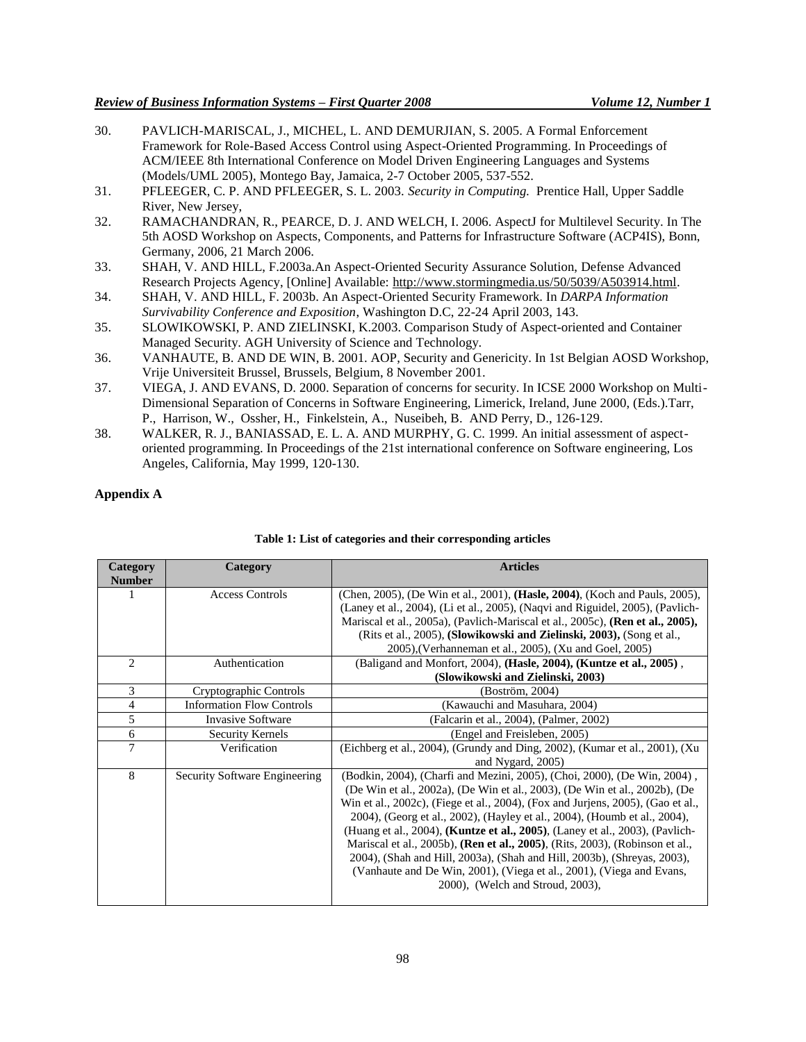30. PAVLICH-MARISCAL, J., MICHEL, L. AND DEMURJIAN, S. 2005. A Formal Enforcement Framework for Role-Based Access Control using Aspect-Oriented Programming. In Proceedings of ACM/IEEE 8th International Conference on Model Driven Engineering Languages and Systems (Models/UML 2005), Montego Bay, Jamaica, 2-7 October 2005, 537-552.
31. PFLEEGER, C. P. AND PFLEEGER, S. L. 2003. *Security in Computing.* Prentice Hall, Upper Saddle River, New Jersey,
32. RAMACHANDRAN, R., PEARCE, D. J. AND WELCH, I. 2006. AspectJ for Multilevel Security. In The 5th AOSD Workshop on Aspects, Components, and Patterns for Infrastructure Software (ACP4IS), Bonn, Germany, 2006, 21 March 2006.
33. SHAH, V. AND HILL, F.2003a.An Aspect-Oriented Security Assurance Solution, Defense Advanced Research Projects Agency, [Online] Available: http://www.stormingmedia.us/50/5039/A503914.html.
34. SHAH, V. AND HILL, F. 2003b. An Aspect-Oriented Security Framework. In *DARPA Information Survivability Conference and Exposition*, Washington D.C, 22-24 April 2003, 143.
35. SLOWIKOWSKI, P. AND ZIELINSKI, K.2003. Comparison Study of Aspect-oriented and Container Managed Security. AGH University of Science and Technology.
36. VANHAUTE, B. AND DE WIN, B. 2001. AOP, Security and Genericity. In 1st Belgian AOSD Workshop, Vrije Universiteit Brussel, Brussels, Belgium, 8 November 2001.
37. VIEGA, J. AND EVANS, D. 2000. Separation of concerns for security. In ICSE 2000 Workshop on Multi-Dimensional Separation of Concerns in Software Engineering, Limerick, Ireland, June 2000, (Eds.).Tarr, P., Harrison, W., Ossher, H., Finkelstein, A., Nuseibeh, B. AND Perry, D., 126-129.
38. WALKER, R. J., BANIASSAD, E. L. A. AND MURPHY, G. C. 1999. An initial assessment of aspect-oriented programming. In Proceedings of the 21st international conference on Software engineering, Los Angeles, California, May 1999, 120-130.

**Appendix A**

**Table 1: List of categories and their corresponding articles**

| Category Number | Category | Articles |
|---|---|---|
| 1 | Access Controls | (Chen, 2005), (De Win et al., 2001), **(Hasle, 2004)**, (Koch and Pauls, 2005), (Laney et al., 2004), (Li et al., 2005), (Naqvi and Riguidel, 2005), (Pavlich-Mariscal et al., 2005a), (Pavlich-Mariscal et al., 2005c), **(Ren et al., 2005),** (Rits et al., 2005), **(Slowikowski and Zielinski, 2003),** (Song et al., 2005),(Verhanneman et al., 2005), (Xu and Goel, 2005) |
| 2 | Authentication | (Baligand and Monfort, 2004), **(Hasle, 2004), (Kuntze et al., 2005)** , **(Slowikowski and Zielinski, 2003)** |
| 3 | Cryptographic Controls | (Boström, 2004) |
| 4 | Information Flow Controls | (Kawauchi and Masuhara, 2004) |
| 5 | Invasive Software | (Falcarin et al., 2004), (Palmer, 2002) |
| 6 | Security Kernels | (Engel and Freisleben, 2005) |
| 7 | Verification | (Eichberg et al., 2004), (Grundy and Ding, 2002), (Kumar et al., 2001), (Xu and Nygard, 2005) |
| 8 | Security Software Engineering | (Bodkin, 2004), (Charfi and Mezini, 2005), (Choi, 2000), (De Win, 2004) , (De Win et al., 2002a), (De Win et al., 2003), (De Win et al., 2002b), (De Win et al., 2002c), (Fiege et al., 2004), (Fox and Jurjens, 2005), (Gao et al., 2004), (Georg et al., 2002), (Hayley et al., 2004), (Houmb et al., 2004), (Huang et al., 2004), **(Kuntze et al., 2005)**, (Laney et al., 2003), (Pavlich-Mariscal et al., 2005b), **(Ren et al., 2005)**, (Rits, 2003), (Robinson et al., 2004), (Shah and Hill, 2003a), (Shah and Hill, 2003b), (Shreyas, 2003), (Vanhaute and De Win, 2001), (Viega et al., 2001), (Viega and Evans, 2000), (Welch and Stroud, 2003), |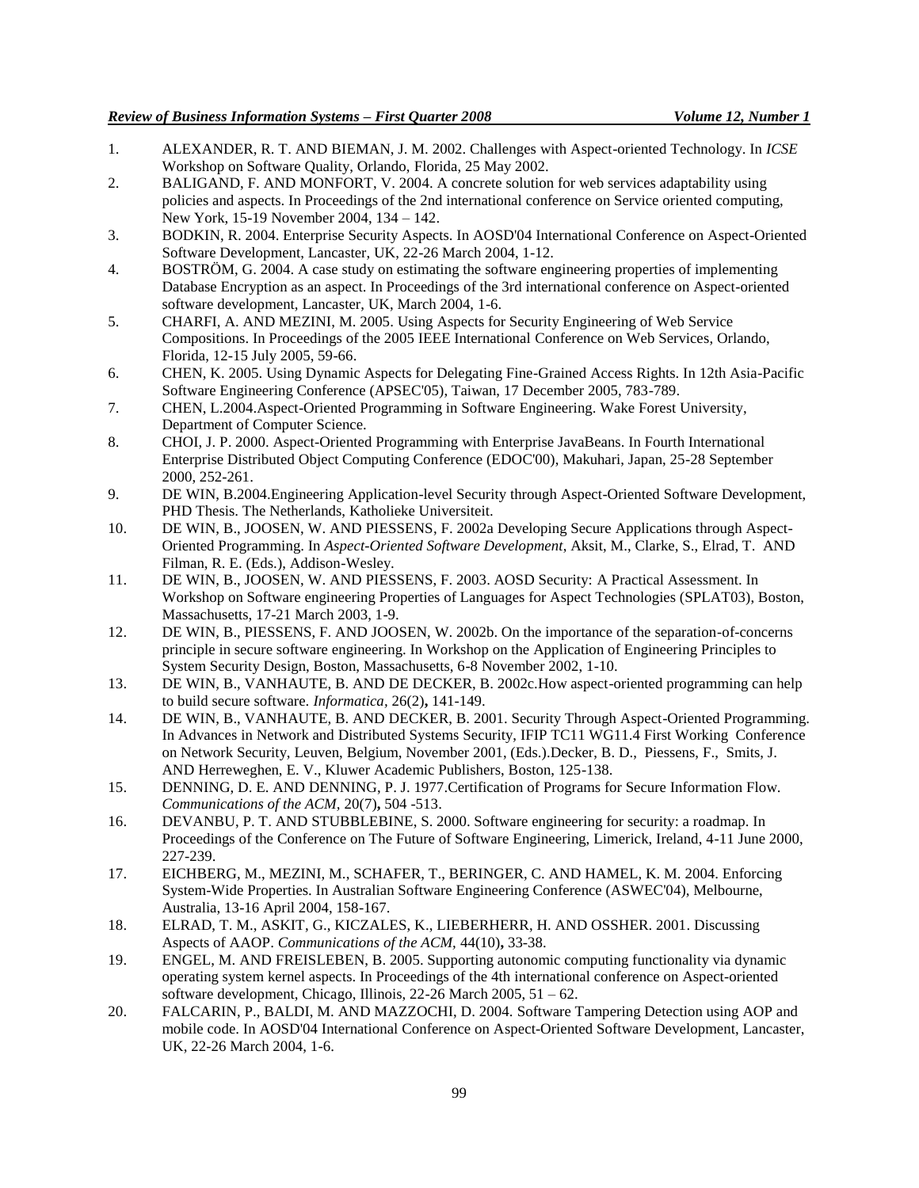1. ALEXANDER, R. T. AND BIEMAN, J. M. 2002. Challenges with Aspect-oriented Technology. In *ICSE* Workshop on Software Quality, Orlando, Florida, 25 May 2002.
2. BALIGAND, F. AND MONFORT, V. 2004. A concrete solution for web services adaptability using policies and aspects. In Proceedings of the 2nd international conference on Service oriented computing, New York, 15-19 November 2004, 134 – 142.
3. BODKIN, R. 2004. Enterprise Security Aspects. In AOSD'04 International Conference on Aspect-Oriented Software Development, Lancaster, UK, 22-26 March 2004, 1-12.
4. BOSTRÖM, G. 2004. A case study on estimating the software engineering properties of implementing Database Encryption as an aspect. In Proceedings of the 3rd international conference on Aspect-oriented software development, Lancaster, UK, March 2004, 1-6.
5. CHARFI, A. AND MEZINI, M. 2005. Using Aspects for Security Engineering of Web Service Compositions. In Proceedings of the 2005 IEEE International Conference on Web Services, Orlando, Florida, 12-15 July 2005, 59-66.
6. CHEN, K. 2005. Using Dynamic Aspects for Delegating Fine-Grained Access Rights. In 12th Asia-Pacific Software Engineering Conference (APSEC'05), Taiwan, 17 December 2005, 783-789.
7. CHEN, L.2004.Aspect-Oriented Programming in Software Engineering. Wake Forest University, Department of Computer Science.
8. CHOI, J. P. 2000. Aspect-Oriented Programming with Enterprise JavaBeans. In Fourth International Enterprise Distributed Object Computing Conference (EDOC'00), Makuhari, Japan, 25-28 September 2000, 252-261.
9. DE WIN, B.2004.Engineering Application-level Security through Aspect-Oriented Software Development, PHD Thesis. The Netherlands, Katholieke Universiteit.
10. DE WIN, B., JOOSEN, W. AND PIESSENS, F. 2002a Developing Secure Applications through Aspect-Oriented Programming. In *Aspect-Oriented Software Development*, Aksit, M., Clarke, S., Elrad, T. AND Filman, R. E. (Eds.), Addison-Wesley.
11. DE WIN, B., JOOSEN, W. AND PIESSENS, F. 2003. AOSD Security: A Practical Assessment. In Workshop on Software engineering Properties of Languages for Aspect Technologies (SPLAT03), Boston, Massachusetts, 17-21 March 2003, 1-9.
12. DE WIN, B., PIESSENS, F. AND JOOSEN, W. 2002b. On the importance of the separation-of-concerns principle in secure software engineering. In Workshop on the Application of Engineering Principles to System Security Design, Boston, Massachusetts, 6-8 November 2002, 1-10.
13. DE WIN, B., VANHAUTE, B. AND DE DECKER, B. 2002c.How aspect-oriented programming can help to build secure software. *Informatica,* 26(2)**,** 141-149.
14. DE WIN, B., VANHAUTE, B. AND DECKER, B. 2001. Security Through Aspect-Oriented Programming. In Advances in Network and Distributed Systems Security, IFIP TC11 WG11.4 First Working Conference on Network Security, Leuven, Belgium, November 2001, (Eds.).Decker, B. D., Piessens, F., Smits, J. AND Herreweghen, E. V., Kluwer Academic Publishers, Boston, 125-138.
15. DENNING, D. E. AND DENNING, P. J. 1977.Certification of Programs for Secure Information Flow. *Communications of the ACM,* 20(7)**,** 504 -513.
16. DEVANBU, P. T. AND STUBBLEBINE, S. 2000. Software engineering for security: a roadmap. In Proceedings of the Conference on The Future of Software Engineering, Limerick, Ireland, 4-11 June 2000, 227-239.
17. EICHBERG, M., MEZINI, M., SCHAFER, T., BERINGER, C. AND HAMEL, K. M. 2004. Enforcing System-Wide Properties. In Australian Software Engineering Conference (ASWEC'04), Melbourne, Australia, 13-16 April 2004, 158-167.
18. ELRAD, T. M., ASKIT, G., KICZALES, K., LIEBERHERR, H. AND OSSHER. 2001. Discussing Aspects of AAOP. *Communications of the ACM,* 44(10)**,** 33-38.
19. ENGEL, M. AND FREISLEBEN, B. 2005. Supporting autonomic computing functionality via dynamic operating system kernel aspects. In Proceedings of the 4th international conference on Aspect-oriented software development, Chicago, Illinois, 22-26 March 2005, 51 – 62.
20. FALCARIN, P., BALDI, M. AND MAZZOCHI, D. 2004. Software Tampering Detection using AOP and mobile code. In AOSD'04 International Conference on Aspect-Oriented Software Development, Lancaster, UK, 22-26 March 2004, 1-6.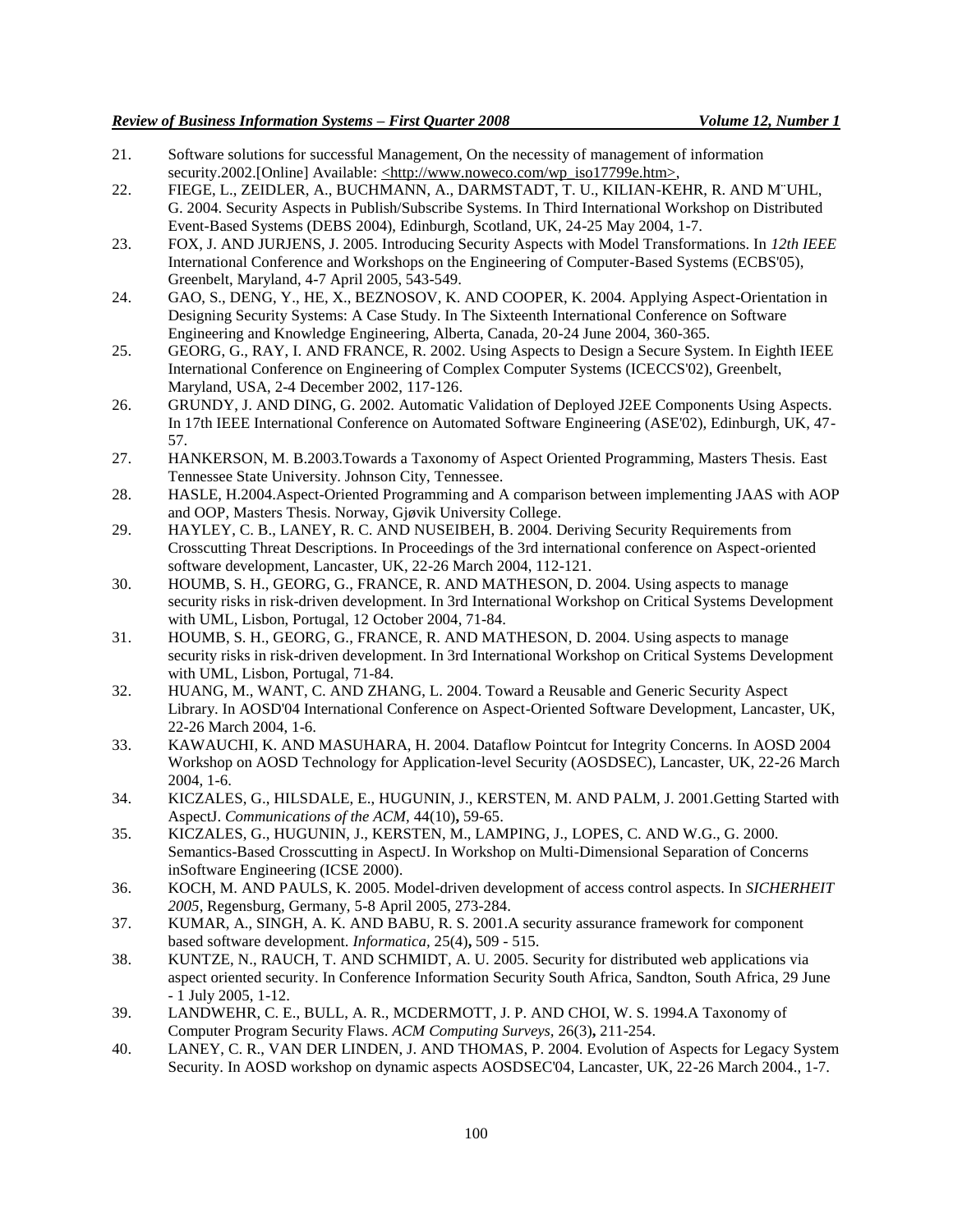21. Software solutions for successful Management, On the necessity of management of information security.2002.[Online] Available: <http://www.noweco.com/wp_iso17799e.htm>,
22. FIEGE, L., ZEIDLER, A., BUCHMANN, A., DARMSTADT, T. U., KILIAN-KEHR, R. AND M¨UHL, G. 2004. Security Aspects in Publish/Subscribe Systems. In Third International Workshop on Distributed Event-Based Systems (DEBS 2004), Edinburgh, Scotland, UK, 24-25 May 2004, 1-7.
23. FOX, J. AND JURJENS, J. 2005. Introducing Security Aspects with Model Transformations. In *12th IEEE* International Conference and Workshops on the Engineering of Computer-Based Systems (ECBS'05), Greenbelt, Maryland, 4-7 April 2005, 543-549.
24. GAO, S., DENG, Y., HE, X., BEZNOSOV, K. AND COOPER, K. 2004. Applying Aspect-Orientation in Designing Security Systems: A Case Study. In The Sixteenth International Conference on Software Engineering and Knowledge Engineering, Alberta, Canada, 20-24 June 2004, 360-365.
25. GEORG, G., RAY, I. AND FRANCE, R. 2002. Using Aspects to Design a Secure System. In Eighth IEEE International Conference on Engineering of Complex Computer Systems (ICECCS'02), Greenbelt, Maryland, USA, 2-4 December 2002, 117-126.
26. GRUNDY, J. AND DING, G. 2002. Automatic Validation of Deployed J2EE Components Using Aspects. In 17th IEEE International Conference on Automated Software Engineering (ASE'02), Edinburgh, UK, 47-57.
27. HANKERSON, M. B.2003.Towards a Taxonomy of Aspect Oriented Programming, Masters Thesis. East Tennessee State University. Johnson City, Tennessee.
28. HASLE, H.2004.Aspect-Oriented Programming and A comparison between implementing JAAS with AOP and OOP, Masters Thesis. Norway, Gjøvik University College.
29. HAYLEY, C. B., LANEY, R. C. AND NUSEIBEH, B. 2004. Deriving Security Requirements from Crosscutting Threat Descriptions. In Proceedings of the 3rd international conference on Aspect-oriented software development, Lancaster, UK, 22-26 March 2004, 112-121.
30. HOUMB, S. H., GEORG, G., FRANCE, R. AND MATHESON, D. 2004. Using aspects to manage security risks in risk-driven development. In 3rd International Workshop on Critical Systems Development with UML, Lisbon, Portugal, 12 October 2004, 71-84.
31. HOUMB, S. H., GEORG, G., FRANCE, R. AND MATHESON, D. 2004. Using aspects to manage security risks in risk-driven development. In 3rd International Workshop on Critical Systems Development with UML, Lisbon, Portugal, 71-84.
32. HUANG, M., WANT, C. AND ZHANG, L. 2004. Toward a Reusable and Generic Security Aspect Library. In AOSD'04 International Conference on Aspect-Oriented Software Development, Lancaster, UK, 22-26 March 2004, 1-6.
33. KAWAUCHI, K. AND MASUHARA, H. 2004. Dataflow Pointcut for Integrity Concerns. In AOSD 2004 Workshop on AOSD Technology for Application-level Security (AOSDSEC), Lancaster, UK, 22-26 March 2004, 1-6.
34. KICZALES, G., HILSDALE, E., HUGUNIN, J., KERSTEN, M. AND PALM, J. 2001.Getting Started with AspectJ. *Communications of the ACM*, 44(10)**,** 59-65.
35. KICZALES, G., HUGUNIN, J., KERSTEN, M., LAMPING, J., LOPES, C. AND W.G., G. 2000. Semantics-Based Crosscutting in AspectJ. In Workshop on Multi-Dimensional Separation of Concerns inSoftware Engineering (ICSE 2000).
36. KOCH, M. AND PAULS, K. 2005. Model-driven development of access control aspects. In *SICHERHEIT 2005*, Regensburg, Germany, 5-8 April 2005, 273-284.
37. KUMAR, A., SINGH, A. K. AND BABU, R. S. 2001.A security assurance framework for component based software development. *Informatica*, 25(4)**,** 509 - 515.
38. KUNTZE, N., RAUCH, T. AND SCHMIDT, A. U. 2005. Security for distributed web applications via aspect oriented security. In Conference Information Security South Africa, Sandton, South Africa, 29 June - 1 July 2005, 1-12.
39. LANDWEHR, C. E., BULL, A. R., MCDERMOTT, J. P. AND CHOI, W. S. 1994.A Taxonomy of Computer Program Security Flaws. *ACM Computing Surveys*, 26(3)**,** 211-254.
40. LANEY, C. R., VAN DER LINDEN, J. AND THOMAS, P. 2004. Evolution of Aspects for Legacy System Security. In AOSD workshop on dynamic aspects AOSDSEC'04, Lancaster, UK, 22-26 March 2004., 1-7.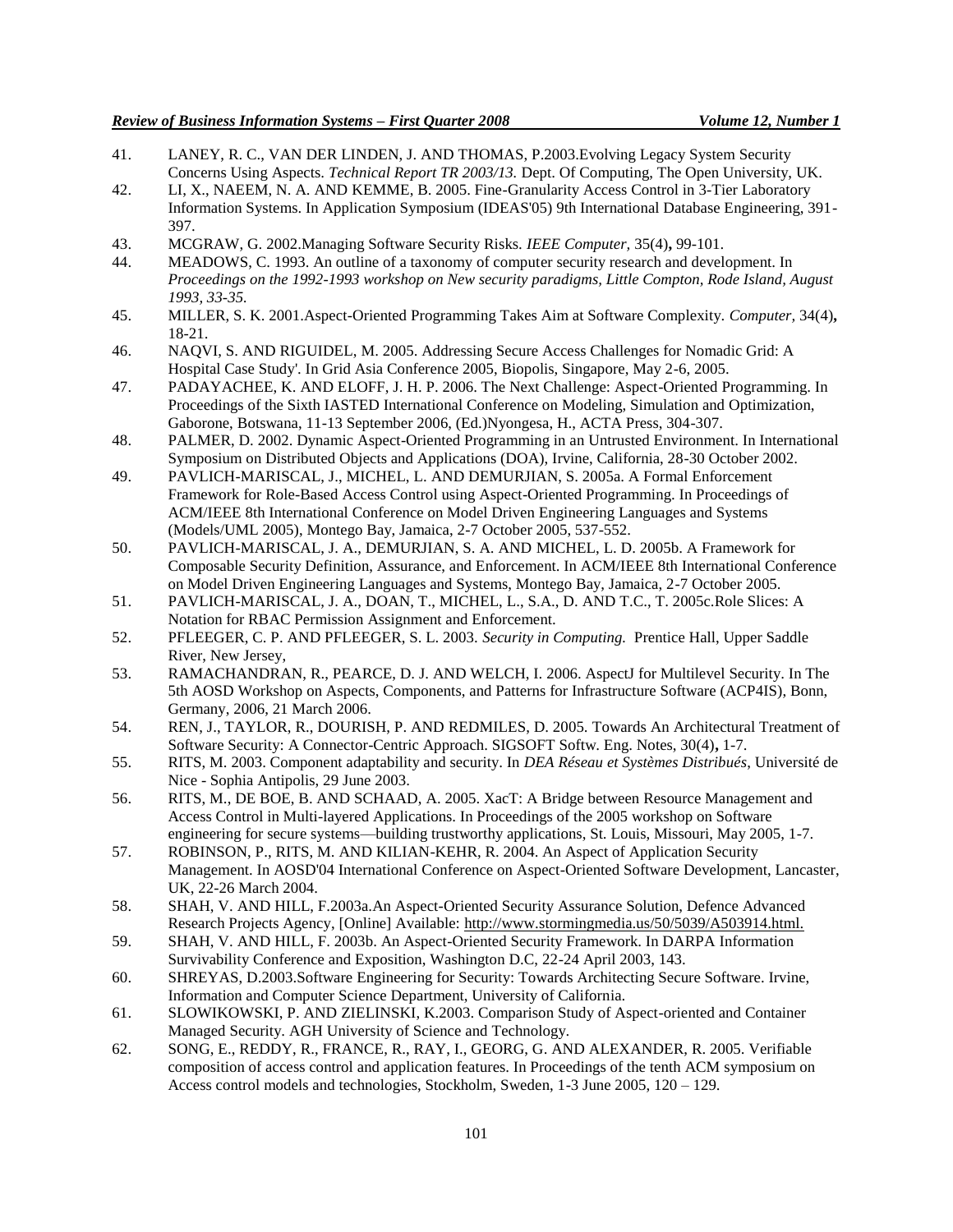41. LANEY, R. C., VAN DER LINDEN, J. AND THOMAS, P.2003.Evolving Legacy System Security Concerns Using Aspects. *Technical Report TR 2003/13.* Dept. Of Computing, The Open University, UK.
42. LI, X., NAEEM, N. A. AND KEMME, B. 2005. Fine-Granularity Access Control in 3-Tier Laboratory Information Systems. In Application Symposium (IDEAS'05) 9th International Database Engineering, 391-397.
43. MCGRAW, G. 2002.Managing Software Security Risks. *IEEE Computer,* 35(4)**,** 99-101.
44. MEADOWS, C. 1993. An outline of a taxonomy of computer security research and development. In *Proceedings on the 1992-1993 workshop on New security paradigms, Little Compton, Rode Island, August 1993, 33-35.*
45. MILLER, S. K. 2001.Aspect-Oriented Programming Takes Aim at Software Complexity. *Computer,* 34(4)**,** 18-21.
46. NAQVI, S. AND RIGUIDEL, M. 2005. Addressing Secure Access Challenges for Nomadic Grid: A Hospital Case Study'. In Grid Asia Conference 2005, Biopolis, Singapore, May 2-6, 2005.
47. PADAYACHEE, K. AND ELOFF, J. H. P. 2006. The Next Challenge: Aspect-Oriented Programming. In Proceedings of the Sixth IASTED International Conference on Modeling, Simulation and Optimization, Gaborone, Botswana, 11-13 September 2006, (Ed.)Nyongesa, H., ACTA Press, 304-307.
48. PALMER, D. 2002. Dynamic Aspect-Oriented Programming in an Untrusted Environment. In International Symposium on Distributed Objects and Applications (DOA), Irvine, California, 28-30 October 2002.
49. PAVLICH-MARISCAL, J., MICHEL, L. AND DEMURJIAN, S. 2005a. A Formal Enforcement Framework for Role-Based Access Control using Aspect-Oriented Programming. In Proceedings of ACM/IEEE 8th International Conference on Model Driven Engineering Languages and Systems (Models/UML 2005), Montego Bay, Jamaica, 2-7 October 2005, 537-552.
50. PAVLICH-MARISCAL, J. A., DEMURJIAN, S. A. AND MICHEL, L. D. 2005b. A Framework for Composable Security Definition, Assurance, and Enforcement. In ACM/IEEE 8th International Conference on Model Driven Engineering Languages and Systems, Montego Bay, Jamaica, 2-7 October 2005.
51. PAVLICH-MARISCAL, J. A., DOAN, T., MICHEL, L., S.A., D. AND T.C., T. 2005c.Role Slices: A Notation for RBAC Permission Assignment and Enforcement.
52. PFLEEGER, C. P. AND PFLEEGER, S. L. 2003. *Security in Computing.* Prentice Hall, Upper Saddle River, New Jersey,
53. RAMACHANDRAN, R., PEARCE, D. J. AND WELCH, I. 2006. AspectJ for Multilevel Security. In The 5th AOSD Workshop on Aspects, Components, and Patterns for Infrastructure Software (ACP4IS), Bonn, Germany, 2006, 21 March 2006.
54. REN, J., TAYLOR, R., DOURISH, P. AND REDMILES, D. 2005. Towards An Architectural Treatment of Software Security: A Connector-Centric Approach. SIGSOFT Softw. Eng. Notes, 30(4)**,** 1-7.
55. RITS, M. 2003. Component adaptability and security. In *DEA Réseau et Systèmes Distribués*, Université de Nice - Sophia Antipolis, 29 June 2003.
56. RITS, M., DE BOE, B. AND SCHAAD, A. 2005. XacT: A Bridge between Resource Management and Access Control in Multi-layered Applications. In Proceedings of the 2005 workshop on Software engineering for secure systems—building trustworthy applications, St. Louis, Missouri, May 2005, 1-7.
57. ROBINSON, P., RITS, M. AND KILIAN-KEHR, R. 2004. An Aspect of Application Security Management. In AOSD'04 International Conference on Aspect-Oriented Software Development, Lancaster, UK, 22-26 March 2004.
58. SHAH, V. AND HILL, F.2003a.An Aspect-Oriented Security Assurance Solution, Defence Advanced Research Projects Agency, [Online] Available: http://www.stormingmedia.us/50/5039/A503914.html.
59. SHAH, V. AND HILL, F. 2003b. An Aspect-Oriented Security Framework. In DARPA Information Survivability Conference and Exposition, Washington D.C, 22-24 April 2003, 143.
60. SHREYAS, D.2003.Software Engineering for Security: Towards Architecting Secure Software. Irvine, Information and Computer Science Department, University of California.
61. SLOWIKOWSKI, P. AND ZIELINSKI, K.2003. Comparison Study of Aspect-oriented and Container Managed Security. AGH University of Science and Technology.
62. SONG, E., REDDY, R., FRANCE, R., RAY, I., GEORG, G. AND ALEXANDER, R. 2005. Verifiable composition of access control and application features. In Proceedings of the tenth ACM symposium on Access control models and technologies, Stockholm, Sweden, 1-3 June 2005, 120 – 129.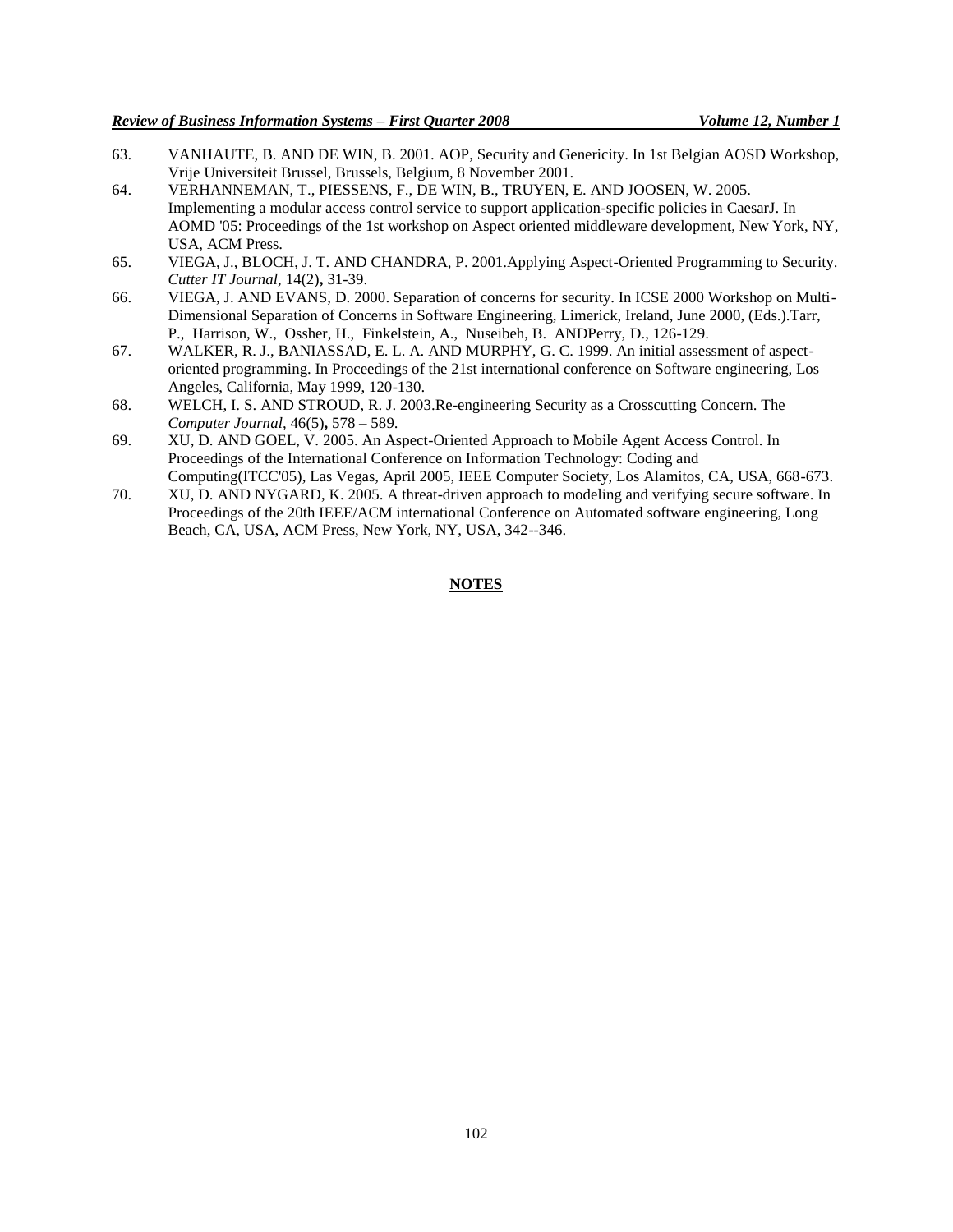63. VANHAUTE, B. AND DE WIN, B. 2001. AOP, Security and Genericity. In 1st Belgian AOSD Workshop, Vrije Universiteit Brussel, Brussels, Belgium, 8 November 2001.
64. VERHANNEMAN, T., PIESSENS, F., DE WIN, B., TRUYEN, E. AND JOOSEN, W. 2005. Implementing a modular access control service to support application-specific policies in CaesarJ. In AOMD '05: Proceedings of the 1st workshop on Aspect oriented middleware development, New York, NY, USA, ACM Press.
65. VIEGA, J., BLOCH, J. T. AND CHANDRA, P. 2001.Applying Aspect-Oriented Programming to Security. *Cutter IT Journal*, 14(2)**,** 31-39.
66. VIEGA, J. AND EVANS, D. 2000. Separation of concerns for security. In ICSE 2000 Workshop on Multi-Dimensional Separation of Concerns in Software Engineering, Limerick, Ireland, June 2000, (Eds.).Tarr, P., Harrison, W., Ossher, H., Finkelstein, A., Nuseibeh, B. ANDPerry, D., 126-129.
67. WALKER, R. J., BANIASSAD, E. L. A. AND MURPHY, G. C. 1999. An initial assessment of aspect-oriented programming. In Proceedings of the 21st international conference on Software engineering, Los Angeles, California, May 1999, 120-130.
68. WELCH, I. S. AND STROUD, R. J. 2003.Re-engineering Security as a Crosscutting Concern. The *Computer Journal*, 46(5)**,** 578 – 589.
69. XU, D. AND GOEL, V. 2005. An Aspect-Oriented Approach to Mobile Agent Access Control. In Proceedings of the International Conference on Information Technology: Coding and Computing(ITCC'05), Las Vegas, April 2005, IEEE Computer Society, Los Alamitos, CA, USA, 668-673.
70. XU, D. AND NYGARD, K. 2005. A threat-driven approach to modeling and verifying secure software. In Proceedings of the 20th IEEE/ACM international Conference on Automated software engineering, Long Beach, CA, USA, ACM Press, New York, NY, USA, 342--346.

**NOTES**